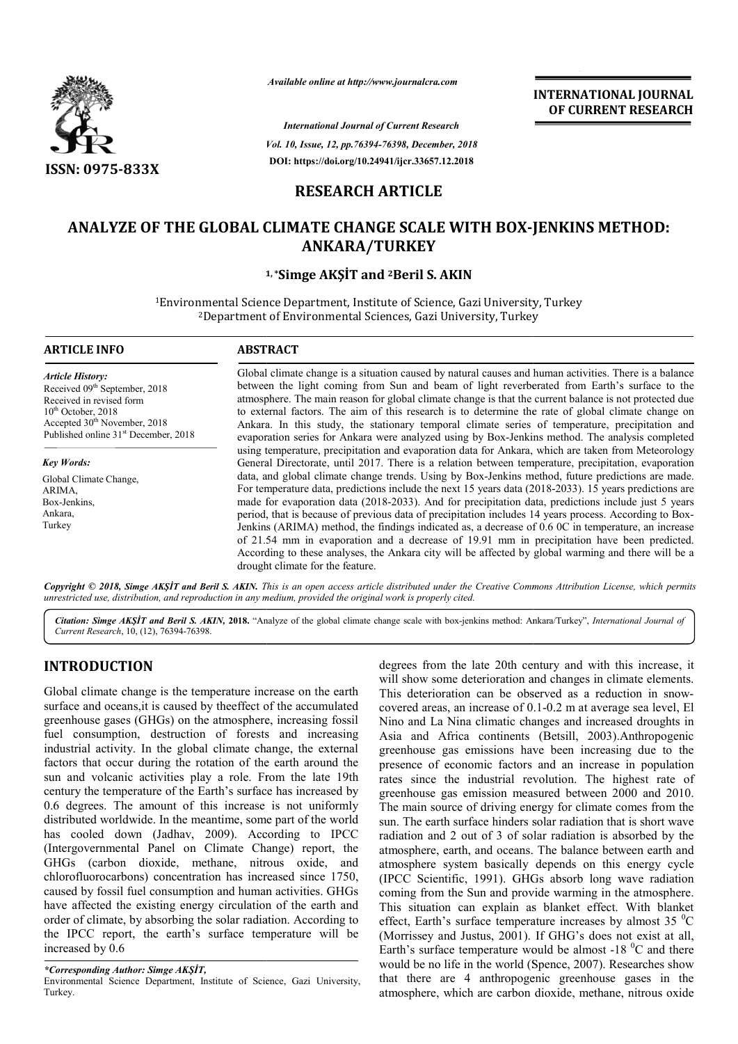*Available online at http://www.journalcra.com*

*International Journal of Current Research*
*Vol. 10, Issue, 12, pp.76394-76398, December, 2018*
**DOI: https://doi.org/10.24941/ijcr.33657.12.2018**

**INTERNATIONAL JOURNAL OF CURRENT RESEARCH**

**ISSN: 0975-833X**

**RESEARCH ARTICLE**

# ANALYZE OF THE GLOBAL CLIMATE CHANGE SCALE WITH BOX-JENKINS METHOD: ANKARA/TURKEY

**[1,]*Simge AKŞİT and [2]Beril S. AKIN**

[1]Environmental Science Department, Institute of Science, Gazi University, Turkey
[2]Department of Environmental Sciences, Gazi University, Turkey

## ARTICLE INFO

***Article History:***
Received 09th September, 2018
Received in revised form
10th October, 2018
Accepted 30th November, 2018
Published online 31st December, 2018

***Key Words:***
Global Climate Change,
ARIMA,
Box-Jenkins,
Ankara,
Turkey

## ABSTRACT

Global climate change is a situation caused by natural causes and human activities. There is a balance between the light coming from Sun and beam of light reverberated from Earth's surface to the atmosphere. The main reason for global climate change is that the current balance is not protected due to external factors. The aim of this research is to determine the rate of global climate change on Ankara. In this study, the stationary temporal climate series of temperature, precipitation and evaporation series for Ankara were analyzed using by Box-Jenkins method. The analysis completed using temperature, precipitation and evaporation data for Ankara, which are taken from Meteorology General Directorate, until 2017. There is a relation between temperature, precipitation, evaporation data, and global climate change trends. Using by Box-Jenkins method, future predictions are made. For temperature data, predictions include the next 15 years data (2018-2033). 15 years predictions are made for evaporation data (2018-2033). And for precipitation data, predictions include just 5 years period, that is because of previous data of precipitation includes 14 years process. According to Box-Jenkins (ARIMA) method, the findings indicated as, a decrease of 0.6 0C in temperature, an increase of 21.54 mm in evaporation and a decrease of 19.91 mm in precipitation have been predicted. According to these analyses, the Ankara city will be affected by global warming and there will be a drought climate for the feature.

*Copyright © 2018, Simge AKŞİT and Beril S. AKIN. This is an open access article distributed under the Creative Commons Attribution License, which permits unrestricted use, distribution, and reproduction in any medium, provided the original work is properly cited.*

***Citation:** Simge AKŞİT and Beril S. AKIN,* **2018.** "Analyze of the global climate change scale with box-jenkins method: Ankara/Turkey", *International Journal of Current Research*, 10, (12), 76394-76398.

## INTRODUCTION

Global climate change is the temperature increase on the earth surface and oceans,it is caused by theeffect of the accumulated greenhouse gases (GHGs) on the atmosphere, increasing fossil fuel consumption, destruction of forests and increasing industrial activity. In the global climate change, the external factors that occur during the rotation of the earth around the sun and volcanic activities play a role. From the late 19th century the temperature of the Earth's surface has increased by 0.6 degrees. The amount of this increase is not uniformly distributed worldwide. In the meantime, some part of the world has cooled down (Jadhav, 2009). According to IPCC (Intergovernmental Panel on Climate Change) report, the GHGs (carbon dioxide, methane, nitrous oxide, and chlorofluorocarbons) concentration has increased since 1750, caused by fossil fuel consumption and human activities. GHGs have affected the existing energy circulation of the earth and order of climate, by absorbing the solar radiation. According to the IPCC report, the earth's surface temperature will be increased by 0.6 degrees from the late 20th century and with this increase, it will show some deterioration and changes in climate elements. This deterioration can be observed as a reduction in snow-covered areas, an increase of 0.1-0.2 m at average sea level, El Nino and La Nina climatic changes and increased droughts in Asia and Africa continents (Betsill, 2003).Anthropogenic greenhouse gas emissions have been increasing due to the presence of economic factors and an increase in population rates since the industrial revolution. The highest rate of greenhouse gas emission measured between 2000 and 2010. The main source of driving energy for climate comes from the sun. The earth surface hinders solar radiation that is short wave radiation and 2 out of 3 of solar radiation is absorbed by the atmosphere, earth, and oceans. The balance between earth and atmosphere system basically depends on this energy cycle (IPCC Scientific, 1991). GHGs absorb long wave radiation coming from the Sun and provide warming in the atmosphere. This situation can explain as blanket effect. With blanket effect, Earth's surface temperature increases by almost 35 $^{0}$C (Morrissey and Justus, 2001). If GHG's does not exist at all, Earth's surface temperature would be almost -18 $^{0}$C and there would be no life in the world (Spence, 2007). Researches show that there are 4 anthropogenic greenhouse gases in the atmosphere, which are carbon dioxide, methane, nitrous oxide

*\*Corresponding Author: Simge AKŞİT,*
Environmental Science Department, Institute of Science, Gazi University, Turkey.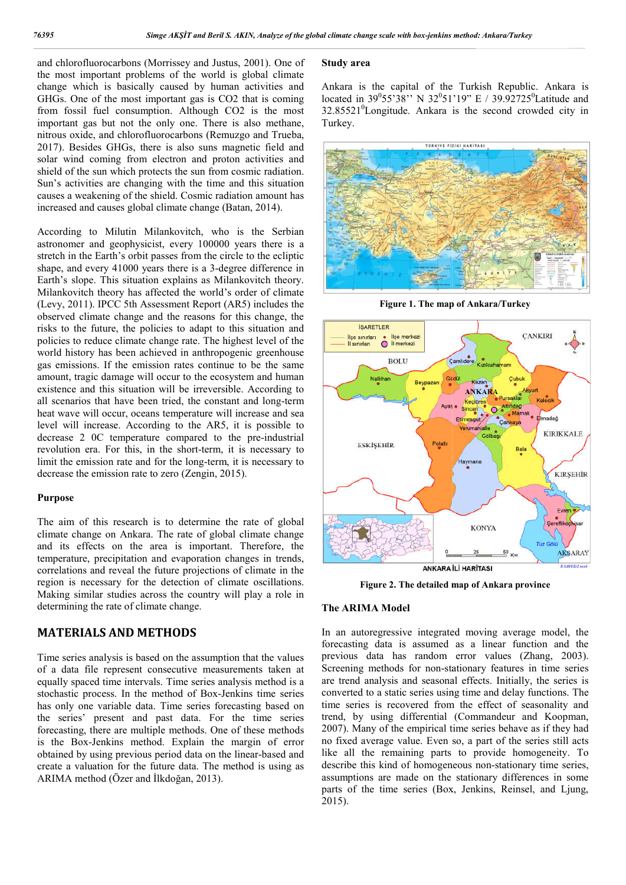and chlorofluorocarbons (Morrissey and Justus, 2001). One of the most important problems of the world is global climate change which is basically caused by human activities and GHGs. One of the most important gas is CO2 that is coming from fossil fuel consumption. Although CO2 is the most important gas but not the only one. There is also methane, nitrous oxide, and chlorofluorocarbons (Remuzgo and Trueba, 2017). Besides GHGs, there is also suns magnetic field and solar wind coming from electron and proton activities and shield of the sun which protects the sun from cosmic radiation. Sun's activities are changing with the time and this situation causes a weakening of the shield. Cosmic radiation amount has increased and causes global climate change (Batan, 2014).

According to Milutin Milankovitch, who is the Serbian astronomer and geophysicist, every 100000 years there is a stretch in the Earth's orbit passes from the circle to the ecliptic shape, and every 41000 years there is a 3-degree difference in Earth's slope. This situation explains as Milankovitch theory. Milankovitch theory has affected the world's order of climate (Levy, 2011). IPCC 5th Assessment Report (AR5) includes the observed climate change and the reasons for this change, the risks to the future, the policies to adapt to this situation and policies to reduce climate change rate. The highest level of the world history has been achieved in anthropogenic greenhouse gas emissions. If the emission rates continue to be the same amount, tragic damage will occur to the ecosystem and human existence and this situation will be irreversible. According to all scenarios that have been tried, the constant and long-term heat wave will occur, oceans temperature will increase and sea level will increase. According to the AR5, it is possible to decrease 2 0C temperature compared to the pre-industrial revolution era. For this, in the short-term, it is necessary to limit the emission rate and for the long-term, it is necessary to decrease the emission rate to zero (Zengin, 2015).

### Purpose

The aim of this research is to determine the rate of global climate change on Ankara. The rate of global climate change and its effects on the area is important. Therefore, the temperature, precipitation and evaporation changes in trends, correlations and reveal the future projections of climate in the region is necessary for the detection of climate oscillations. Making similar studies across the country will play a role in determining the rate of climate change.

## MATERIALS AND METHODS

Time series analysis is based on the assumption that the values of a data file represent consecutive measurements taken at equally spaced time intervals. Time series analysis method is a stochastic process. In the method of Box-Jenkins time series has only one variable data. Time series forecasting based on the series' present and past data. For the time series forecasting, there are multiple methods. One of these methods is the Box-Jenkins method. Explain the margin of error obtained by using previous period data on the linear-based and create a valuation for the future data. The method is using as ARIMA method (Özer and İlkdoğan, 2013).

### Study area

Ankara is the capital of the Turkish Republic. Ankara is located in 39$^0$55'38'' N 32$^0$51'19" E / 39.92725$^0$Latitude and 32.85521$^0$Longitude. Ankara is the second crowded city in Turkey.

Figure 1. The map of Ankara/Turkey

Figure 2. The detailed map of Ankara province

### The ARIMA Model

In an autoregressive integrated moving average model, the forecasting data is assumed as a linear function and the previous data has random error values (Zhang, 2003). Screening methods for non-stationary features in time series are trend analysis and seasonal effects. Initially, the series is converted to a static series using time and delay functions. The time series is recovered from the effect of seasonality and trend, by using differential (Commandeur and Koopman, 2007). Many of the empirical time series behave as if they had no fixed average value. Even so, a part of the series still acts like all the remaining parts to provide homogeneity. To describe this kind of homogeneous non-stationary time series, assumptions are made on the stationary differences in some parts of the time series (Box, Jenkins, Reinsel, and Ljung, 2015).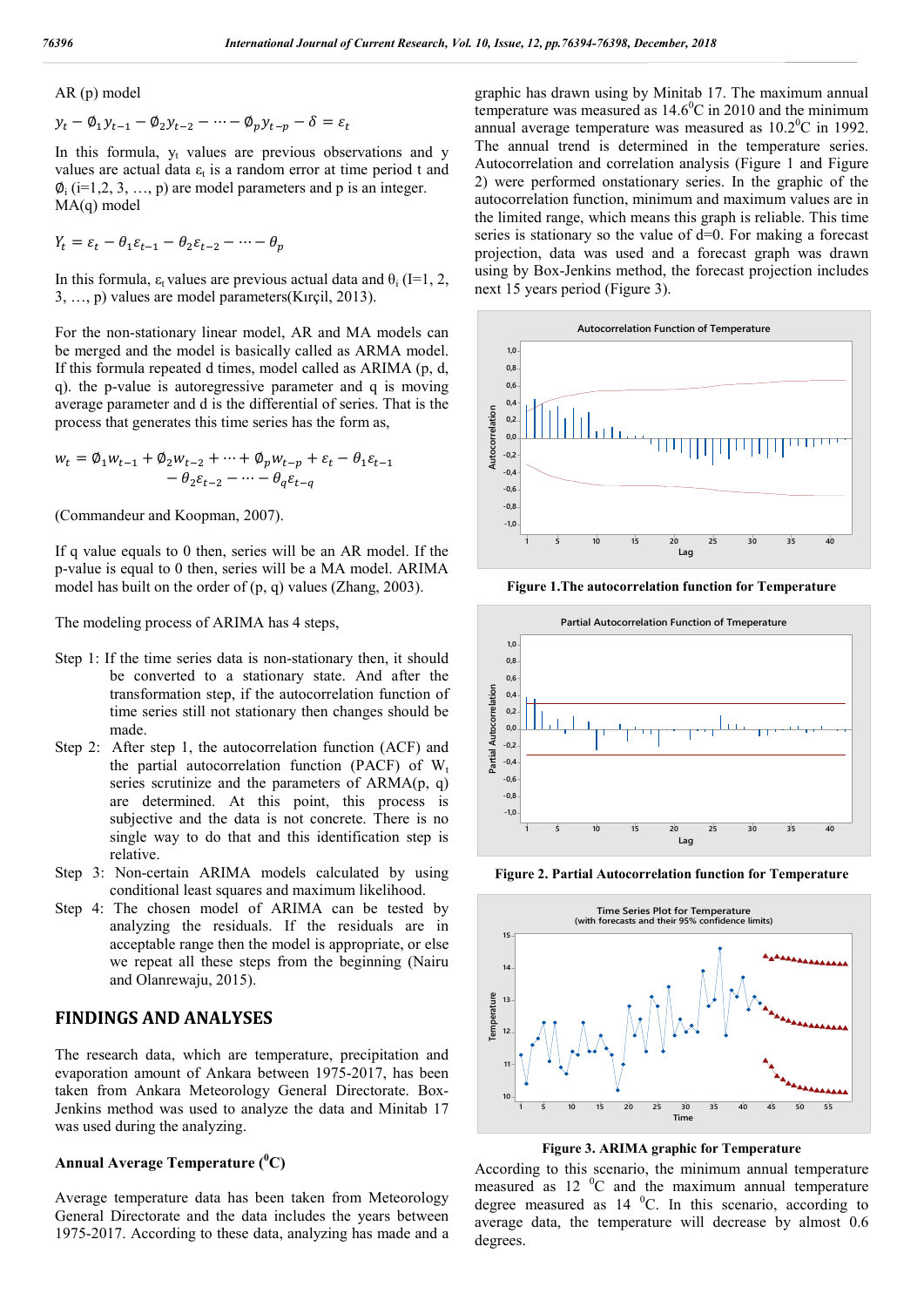AR (p) model

$$y_t - \emptyset_1 y_{t-1} - \emptyset_2 y_{t-2} - \cdots - \emptyset_p y_{t-p} - \delta = \varepsilon_t$$

In this formula, $y_t$ values are previous observations and y values are actual data $\varepsilon_t$ is a random error at time period t and $\emptyset_i$ (i=1,2, 3, …, p) are model parameters and p is an integer.
MA(q) model

$$Y_t = \varepsilon_t - \theta_1 \varepsilon_{t-1} - \theta_2 \varepsilon_{t-2} - \cdots - \theta_p$$

In this formula, $\varepsilon_t$ values are previous actual data and $\theta_i$ (I=1, 2, 3, …, p) values are model parameters(Kırçil, 2013).

For the non-stationary linear model, AR and MA models can be merged and the model is basically called as ARMA model. If this formula repeated d times, model called as ARIMA (p, d, q). the p-value is autoregressive parameter and q is moving average parameter and d is the differential of series. That is the process that generates this time series has the form as,

$$w_t = \emptyset_1 w_{t-1} + \emptyset_2 w_{t-2} + \cdots + \emptyset_p w_{t-p} + \varepsilon_t - \theta_1 \varepsilon_{t-1} - \theta_2 \varepsilon_{t-2} - \cdots - \theta_q \varepsilon_{t-q}$$

(Commandeur and Koopman, 2007).

If q value equals to 0 then, series will be an AR model. If the p-value is equal to 0 then, series will be a MA model. ARIMA model has built on the order of (p, q) values (Zhang, 2003).

The modeling process of ARIMA has 4 steps,

- Step 1: If the time series data is non-stationary then, it should be converted to a stationary state. And after the transformation step, if the autocorrelation function of time series still not stationary then changes should be made.
- Step 2: After step 1, the autocorrelation function (ACF) and the partial autocorrelation function (PACF) of $W_t$ series scrutinize and the parameters of ARMA(p, q) are determined. At this point, this process is subjective and the data is not concrete. There is no single way to do that and this identification step is relative.
- Step 3: Non-certain ARIMA models calculated by using conditional least squares and maximum likelihood.
- Step 4: The chosen model of ARIMA can be tested by analyzing the residuals. If the residuals are in acceptable range then the model is appropriate, or else we repeat all these steps from the beginning (Nairu and Olanrewaju, 2015).

## FINDINGS AND ANALYSES

The research data, which are temperature, precipitation and evaporation amount of Ankara between 1975-2017, has been taken from Ankara Meteorology General Directorate. Box-Jenkins method was used to analyze the data and Minitab 17 was used during the analyzing.

### Annual Average Temperature ($^0$C)

Average temperature data has been taken from Meteorology General Directorate and the data includes the years between 1975-2017. According to these data, analyzing has made and a graphic has drawn using by Minitab 17. The maximum annual temperature was measured as 14.6$^0$C in 2010 and the minimum annual average temperature was measured as 10.2$^0$C in 1992. The annual trend is determined in the temperature series. Autocorrelation and correlation analysis (Figure 1 and Figure 2) were performed onstationary series. In the graphic of the autocorrelation function, minimum and maximum values are in the limited range, which means this graph is reliable. This time series is stationary so the value of d=0. For making a forecast projection, data was used and a forecast graph was drawn using by Box-Jenkins method, the forecast projection includes next 15 years period (Figure 3).

**Figure 1.The autocorrelation function for Temperature**

**Figure 2. Partial Autocorrelation function for Temperature**

**Figure 3. ARIMA graphic for Temperature**

According to this scenario, the minimum annual temperature measured as 12 $^0$C and the maximum annual temperature degree measured as 14 $^0$C. In this scenario, according to average data, the temperature will decrease by almost 0.6 degrees.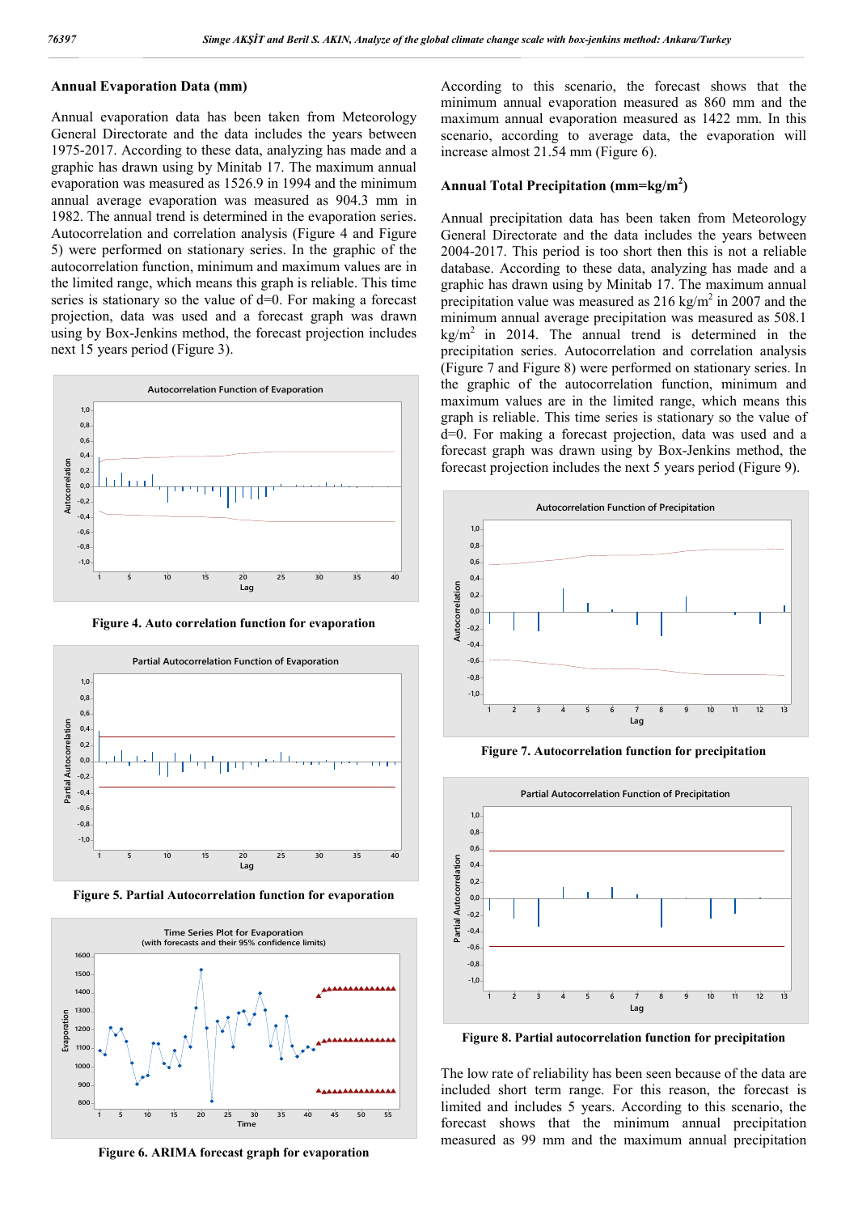### Annual Evaporation Data (mm)

Annual evaporation data has been taken from Meteorology General Directorate and the data includes the years between 1975-2017. According to these data, analyzing has made and a graphic has drawn using by Minitab 17. The maximum annual evaporation was measured as 1526.9 in 1994 and the minimum annual average evaporation was measured as 904.3 mm in 1982. The annual trend is determined in the evaporation series. Autocorrelation and correlation analysis (Figure 4 and Figure 5) were performed on stationary series. In the graphic of the autocorrelation function, minimum and maximum values are in the limited range, which means this graph is reliable. This time series is stationary so the value of d=0. For making a forecast projection, data was used and a forecast graph was drawn using by Box-Jenkins method, the forecast projection includes next 15 years period (Figure 3).

Autocorrelation Function of Evaporation

Autocorrelation

1,0
0,8
0,6
0,4
0,2
0,0
-0,2
-0,4
-0,6
-0,8
-1,0

1 5 10 15 20 25 30 35 40

Lag

**Figure 4. Auto correlation function for evaporation**

Partial Autocorrelation Function of Evaporation

Partial Autocorrelation

1,0
0,8
0,6
0,4
0,2
0,0
-0,2
-0,4
-0,6
-0,8
-1,0

1 5 10 15 20 25 30 35 40

Lag

**Figure 5. Partial Autocorrelation function for evaporation**

Time Series Plot for Evaporation
(with forecasts and their 95% confidence limits)

Evaporation

1600
1500
1400
1300
1200
1100
1000
900
800

1 5 10 15 20 25 30 35 40 45 50 55

Time

**Figure 6. ARIMA forecast graph for evaporation**

According to this scenario, the forecast shows that the minimum annual evaporation measured as 860 mm and the maximum annual evaporation measured as 1422 mm. In this scenario, according to average data, the evaporation will increase almost 21.54 mm (Figure 6).

### Annual Total Precipitation (mm=kg/m$^2$)

Annual precipitation data has been taken from Meteorology General Directorate and the data includes the years between 2004-2017. This period is too short then this is not a reliable database. According to these data, analyzing has made and a graphic has drawn using by Minitab 17. The maximum annual precipitation value was measured as 216 kg/m$^2$ in 2007 and the minimum annual average precipitation was measured as 508.1 kg/m$^2$ in 2014. The annual trend is determined in the precipitation series. Autocorrelation and correlation analysis (Figure 7 and Figure 8) were performed on stationary series. In the graphic of the autocorrelation function, minimum and maximum values are in the limited range, which means this graph is reliable. This time series is stationary so the value of d=0. For making a forecast projection, data was used and a forecast graph was drawn using by Box-Jenkins method, the forecast projection includes the next 5 years period (Figure 9).

Autocorrelation Function of Precipitation

Autocorrelation

1,0
0,8
0,6
0,4
0,2
0,0
-0,2
-0,4
-0,6
-0,8
-1,0

1 2 3 4 5 6 7 8 9 10 11 12 13

Lag

**Figure 7. Autocorrelation function for precipitation**

Partial Autocorrelation Function of Precipitation

Partial Autocorrelation

1,0
0,8
0,6
0,4
0,2
0,0
-0,2
-0,4
-0,6
-0,8
-1,0

1 2 3 4 5 6 7 8 9 10 11 12 13

Lag

**Figure 8. Partial autocorrelation function for precipitation**

The low rate of reliability has been seen because of the data are included short term range. For this reason, the forecast is limited and includes 5 years. According to this scenario, the forecast shows that the minimum annual precipitation measured as 99 mm and the maximum annual precipitation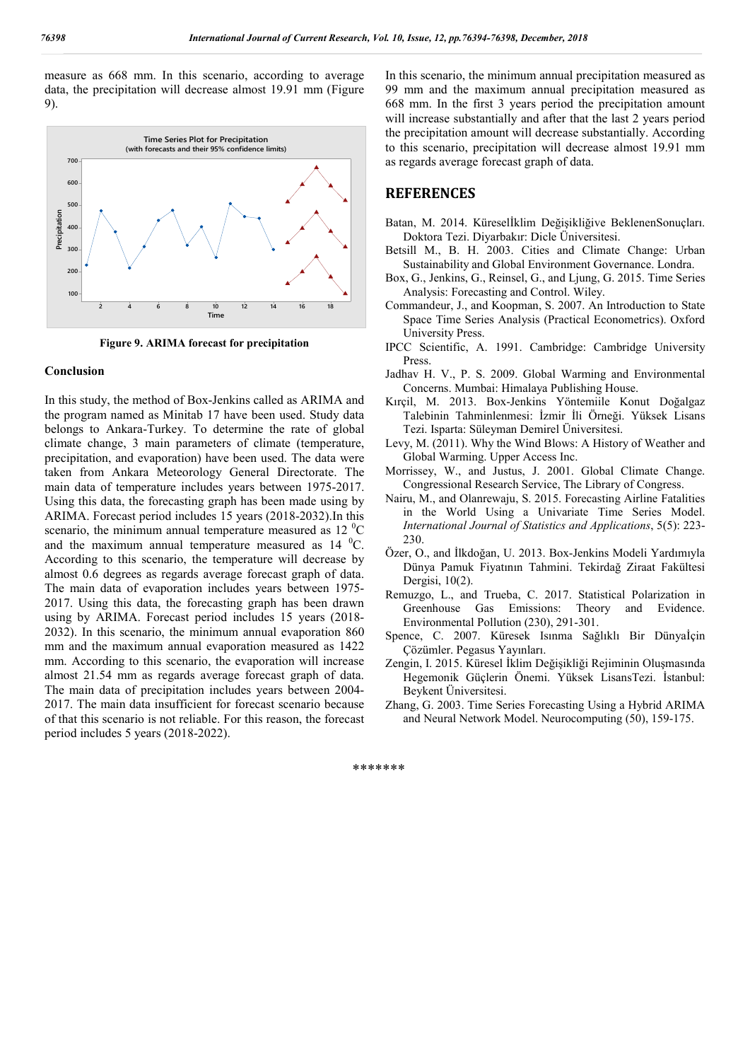measure as 668 mm. In this scenario, according to average data, the precipitation will decrease almost 19.91 mm (Figure 9).

Time Series Plot for Precipitation
(with forecasts and their 95% confidence limits)

Precipitation

700
600
500
400
300
200
100

2 4 6 8 10 12 14 16 18
Time

**Figure 9. ARIMA forecast for precipitation**

### Conclusion

In this study, the method of Box-Jenkins called as ARIMA and the program named as Minitab 17 have been used. Study data belongs to Ankara-Turkey. To determine the rate of global climate change, 3 main parameters of climate (temperature, precipitation, and evaporation) have been used. The data were taken from Ankara Meteorology General Directorate. The main data of temperature includes years between 1975-2017. Using this data, the forecasting graph has been made using by ARIMA. Forecast period includes 15 years (2018-2032).In this scenario, the minimum annual temperature measured as 12 $^{0}$C and the maximum annual temperature measured as 14 $^{0}$C. According to this scenario, the temperature will decrease by almost 0.6 degrees as regards average forecast graph of data. The main data of evaporation includes years between 1975-2017. Using this data, the forecasting graph has been drawn using by ARIMA. Forecast period includes 15 years (2018-2032). In this scenario, the minimum annual evaporation 860 mm and the maximum annual evaporation measured as 1422 mm. According to this scenario, the evaporation will increase almost 21.54 mm as regards average forecast graph of data. The main data of precipitation includes years between 2004-2017. The main data insufficient for forecast scenario because of that this scenario is not reliable. For this reason, the forecast period includes 5 years (2018-2022).

In this scenario, the minimum annual precipitation measured as 99 mm and the maximum annual precipitation measured as 668 mm. In the first 3 years period the precipitation amount will increase substantially and after that the last 2 years period the precipitation amount will decrease substantially. According to this scenario, precipitation will decrease almost 19.91 mm as regards average forecast graph of data.

## REFERENCES

Batan, M. 2014. Küreselİklim Değişikliğive BeklenenSonuçları. Doktora Tezi. Diyarbakır: Dicle Üniversitesi.

Betsill M., B. H. 2003. Cities and Climate Change: Urban Sustainability and Global Environment Governance. Londra.

Box, G., Jenkins, G., Reinsel, G., and Ljung, G. 2015. Time Series Analysis: Forecasting and Control. Wiley.

Commandeur, J., and Koopman, S. 2007. An Introduction to State Space Time Series Analysis (Practical Econometrics). Oxford University Press.

IPCC Scientific, A. 1991. Cambridge: Cambridge University Press.

Jadhav H. V., P. S. 2009. Global Warming and Environmental Concerns. Mumbai: Himalaya Publishing House.

Kırçil, M. 2013. Box-Jenkins Yöntemiile Konut Doğalgaz Talebinin Tahminlenmesi: İzmir İli Örneği. Yüksek Lisans Tezi. Isparta: Süleyman Demirel Üniversitesi.

Levy, M. (2011). Why the Wind Blows: A History of Weather and Global Warming. Upper Access Inc.

Morrissey, W., and Justus, J. 2001. Global Climate Change. Congressional Research Service, The Library of Congress.

Nairu, M., and Olanrewaju, S. 2015. Forecasting Airline Fatalities in the World Using a Univariate Time Series Model. *International Journal of Statistics and Applications*, 5(5): 223-230.

Özer, O., and İlkdoğan, U. 2013. Box-Jenkins Modeli Yardımıyla Dünya Pamuk Fiyatının Tahmini. Tekirdağ Ziraat Fakültesi Dergisi, 10(2).

Remuzgo, L., and Trueba, C. 2017. Statistical Polarization in Greenhouse Gas Emissions: Theory and Evidence. Environmental Pollution (230), 291-301.

Spence, C. 2007. Küresek Isınma Sağlıklı Bir Dünyaİçin Çözümler. Pegasus Yayınları.

Zengin, I. 2015. Küresel İklim Değişikliği Rejiminin Oluşmasında Hegemonik Güçlerin Önemi. Yüksek LisansTezi. İstanbul: Beykent Üniversitesi.

Zhang, G. 2003. Time Series Forecasting Using a Hybrid ARIMA and Neural Network Model. Neurocomputing (50), 159-175.

*******